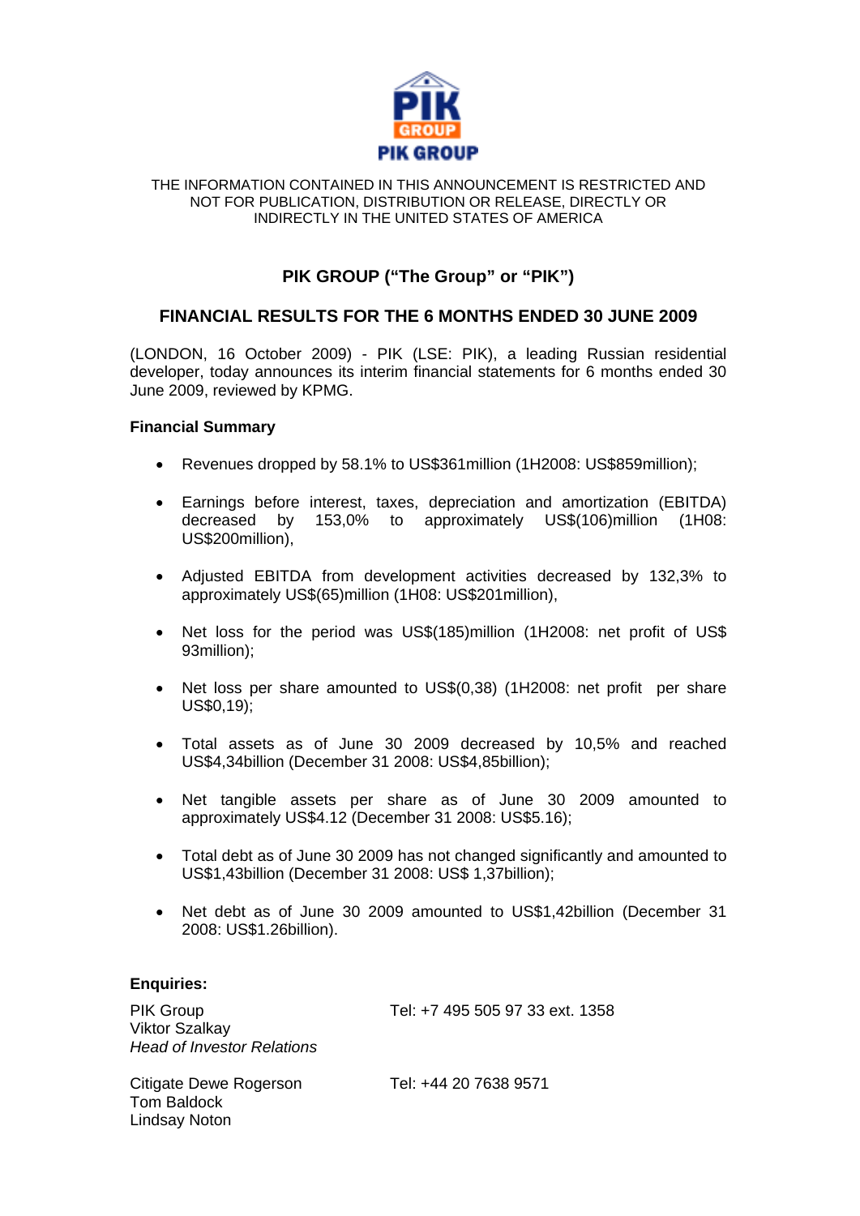PIK GROUP

THE INFORMATION CONTAINED IN THIS ANNOUNCEMENT IS RESTRICTED AND NOT FOR PUBLICATION, DISTRIBUTION OR RELEASE, DIRECTLY OR INDIRECTLY IN THE UNITED STATES OF AMERICA

# PIK GROUP ("The Group" or "PIK")

# FINANCIAL RESULTS FOR THE 6 MONTHS ENDED 30 JUNE 2009

(LONDON, 16 October 2009) - PIK (LSE: PIK), a leading Russian residential developer, today announces its interim financial statements for 6 months ended 30 June 2009, reviewed by KPMG.

**Financial Summary**

- Revenues dropped by 58.1% to US$361million (1H2008: US$859million);
- Earnings before interest, taxes, depreciation and amortization (EBITDA) decreased by 153,0% to approximately US$(106)million (1H08: US$200million),
- Adjusted EBITDA from development activities decreased by 132,3% to approximately US$(65)million (1H08: US$201million),
- Net loss for the period was US$(185)million (1H2008: net profit of US$ 93million);
- Net loss per share amounted to US$(0,38) (1H2008: net profit per share US$0,19);
- Total assets as of June 30 2009 decreased by 10,5% and reached US$4,34billion (December 31 2008: US$4,85billion);
- Net tangible assets per share as of June 30 2009 amounted to approximately US$4.12 (December 31 2008: US$5.16);
- Total debt as of June 30 2009 has not changed significantly and amounted to US$1,43billion (December 31 2008: US$ 1,37billion);
- Net debt as of June 30 2009 amounted to US$1,42billion (December 31 2008: US$1.26billion).

**Enquiries:**

| | |
|---|---|
| PIK Group<br>Viktor Szalkay<br>*Head of Investor Relations* | Tel: +7 495 505 97 33 ext. 1358 |
| Citigate Dewe Rogerson<br>Tom Baldock<br>Lindsay Noton | Tel: +44 20 7638 9571 |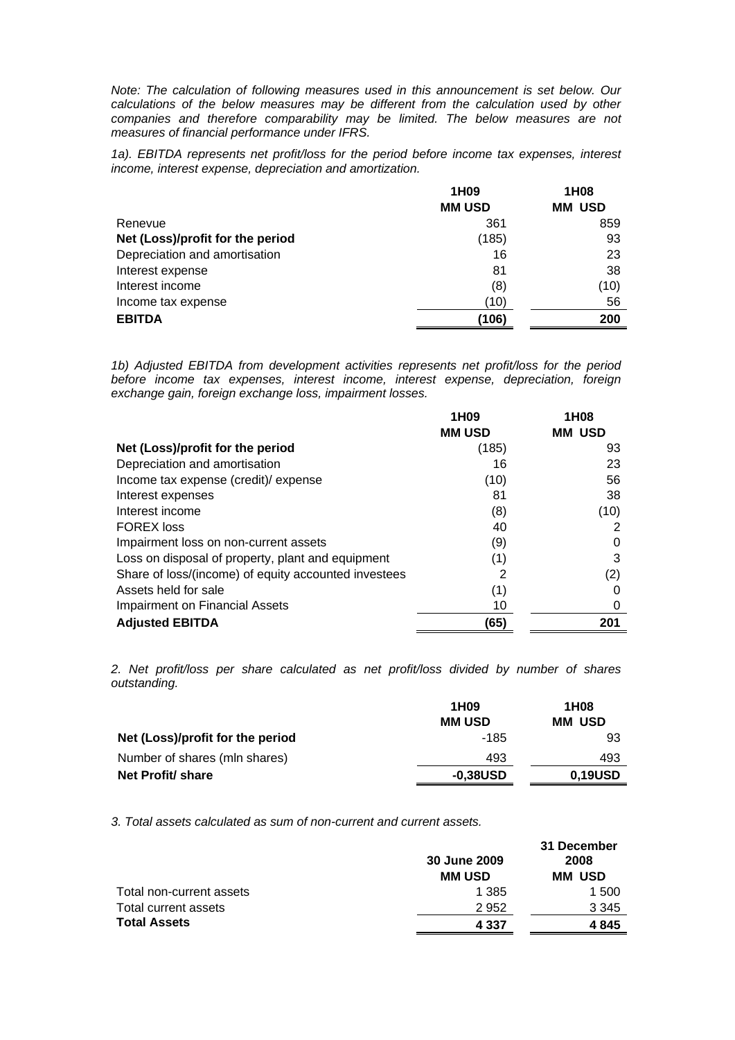*Note: The calculation of following measures used in this announcement is set below. Our calculations of the below measures may be different from the calculation used by other companies and therefore comparability may be limited. The below measures are not measures of financial performance under IFRS.*

*1a). EBITDA represents net profit/loss for the period before income tax expenses, interest income, interest expense, depreciation and amortization.*

| | 1H09 | 1H08 |
|---|---|---|
| | MM USD | MM USD |
| Renevue | 361 | 859 |
| **Net (Loss)/profit for the period** | (185) | 93 |
| Depreciation and amortisation | 16 | 23 |
| Interest expense | 81 | 38 |
| Interest income | (8) | (10) |
| Income tax expense | (10) | 56 |
| **EBITDA** | **(106)** | **200** |

*1b) Adjusted EBITDA from development activities represents net profit/loss for the period before income tax expenses, interest income, interest expense, depreciation, foreign exchange gain, foreign exchange loss, impairment losses.*

| | 1H09 | 1H08 |
|---|---|---|
| | MM USD | MM USD |
| **Net (Loss)/profit for the period** | (185) | 93 |
| Depreciation and amortisation | 16 | 23 |
| Income tax expense (credit)/ expense | (10) | 56 |
| Interest expenses | 81 | 38 |
| Interest income | (8) | (10) |
| FOREX loss | 40 | 2 |
| Impairment loss on non-current assets | (9) | 0 |
| Loss on disposal of property, plant and equipment | (1) | 3 |
| Share of loss/(income) of equity accounted investees | 2 | (2) |
| Assets held for sale | (1) | 0 |
| Impairment on Financial Assets | 10 | 0 |
| **Adjusted EBITDA** | **(65)** | **201** |

*2. Net profit/loss per share calculated as net profit/loss divided by number of shares outstanding.*

| | 1H09 | 1H08 |
|---|---|---|
| | MM USD | MM USD |
| **Net (Loss)/profit for the period** | -185 | 93 |
| Number of shares (mln shares) | 493 | 493 |
| **Net Profit/ share** | **-0,38USD** | **0,19USD** |

*3. Total assets calculated as sum of non-current and current assets.*

| | 30 June 2009 | 31 December 2008 |
|---|---|---|
| | MM USD | MM USD |
| Total non-current assets | 1 385 | 1 500 |
| Total current assets | 2 952 | 3 345 |
| **Total Assets** | **4 337** | **4 845** |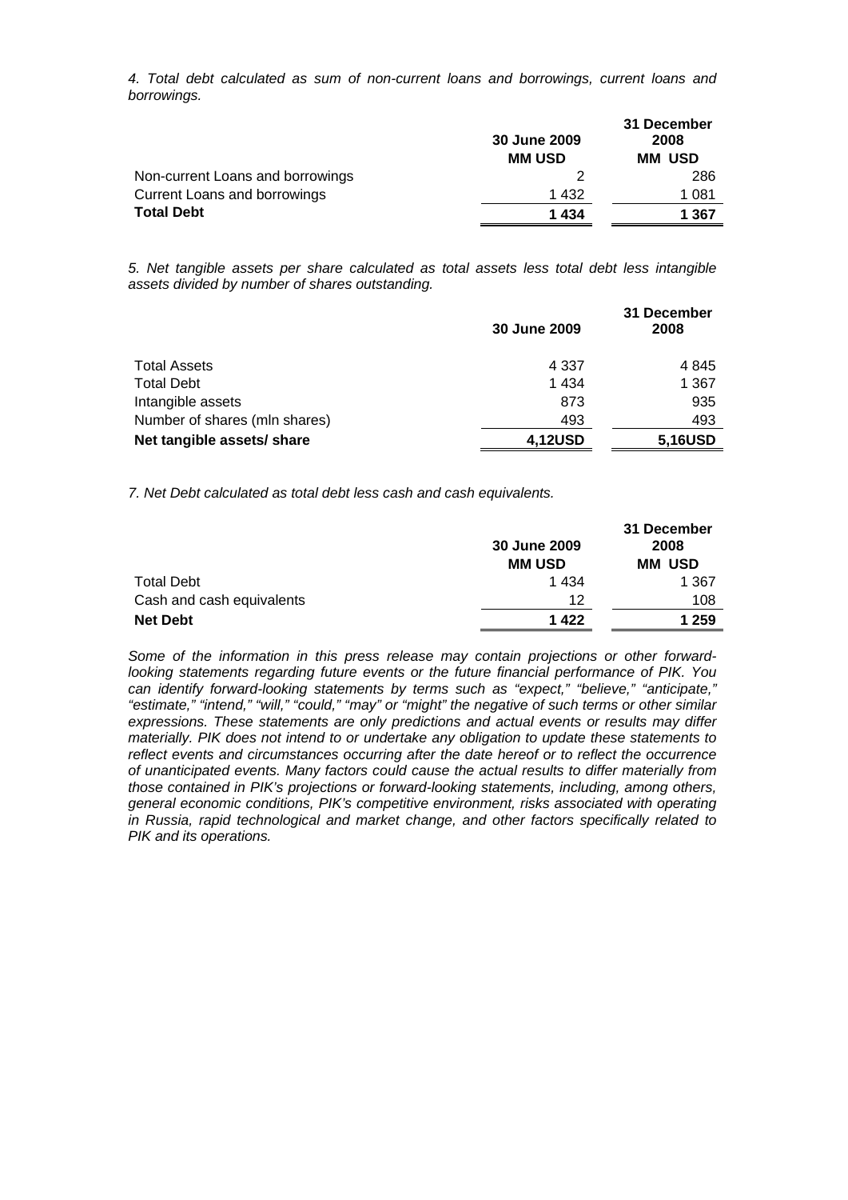*4. Total debt calculated as sum of non-current loans and borrowings, current loans and borrowings.*

| | 30 June 2009 MM USD | 31 December 2008 MM USD |
|---|---|---|
| Non-current Loans and borrowings | 2 | 286 |
| Current Loans and borrowings | 1 432 | 1 081 |
| **Total Debt** | **1 434** | **1 367** |

*5. Net tangible assets per share calculated as total assets less total debt less intangible assets divided by number of shares outstanding.*

| | 30 June 2009 | 31 December 2008 |
|---|---|---|
| Total Assets | 4 337 | 4 845 |
| Total Debt | 1 434 | 1 367 |
| Intangible assets | 873 | 935 |
| Number of shares (mln shares) | 493 | 493 |
| **Net tangible assets/ share** | **4,12USD** | **5,16USD** |

*7. Net Debt calculated as total debt less cash and cash equivalents.*

| | 30 June 2009 MM USD | 31 December 2008 MM USD |
|---|---|---|
| Total Debt | 1 434 | 1 367 |
| Cash and cash equivalents | 12 | 108 |
| **Net Debt** | **1 422** | **1 259** |

*Some of the information in this press release may contain projections or other forward-looking statements regarding future events or the future financial performance of PIK. You can identify forward-looking statements by terms such as "expect," "believe," "anticipate," "estimate," "intend," "will," "could," "may" or "might" the negative of such terms or other similar expressions. These statements are only predictions and actual events or results may differ materially. PIK does not intend to or undertake any obligation to update these statements to reflect events and circumstances occurring after the date hereof or to reflect the occurrence of unanticipated events. Many factors could cause the actual results to differ materially from those contained in PIK's projections or forward-looking statements, including, among others, general economic conditions, PIK's competitive environment, risks associated with operating in Russia, rapid technological and market change, and other factors specifically related to PIK and its operations.*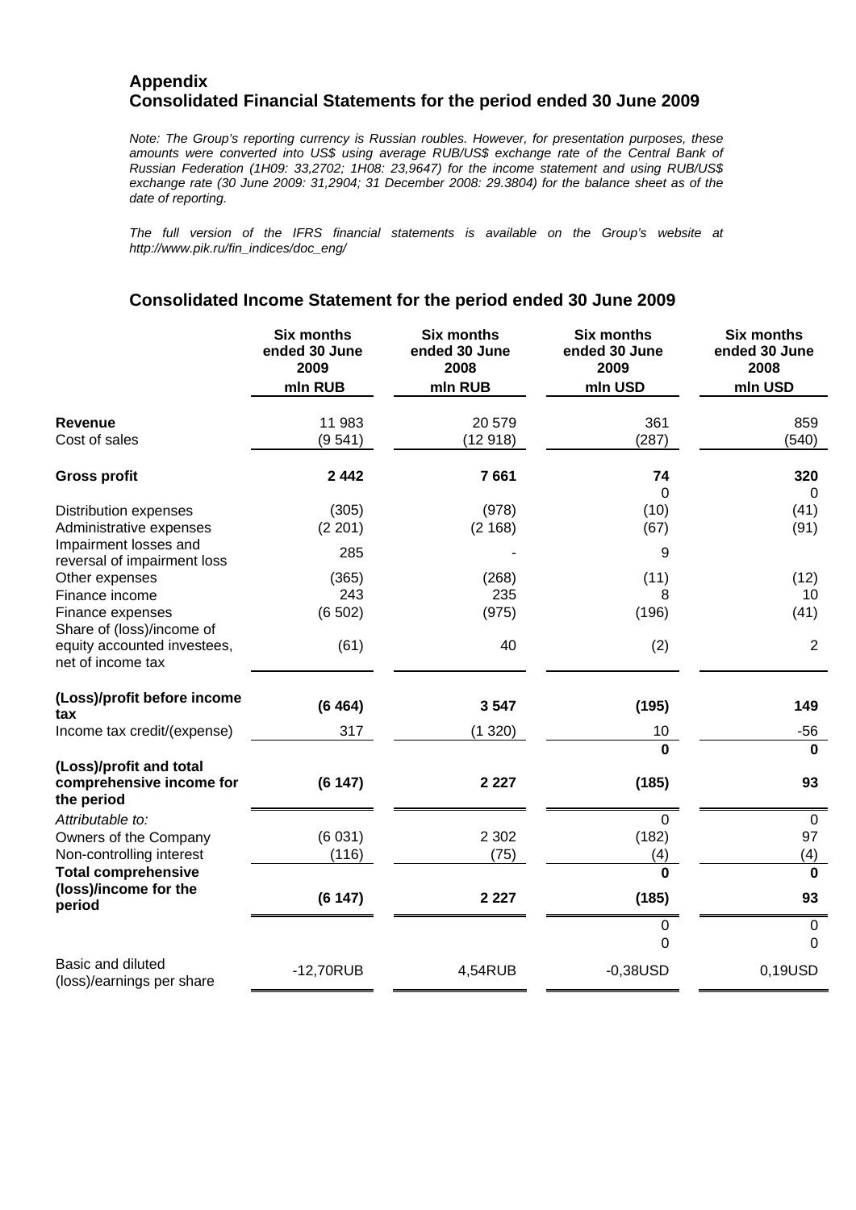# Appendix
# Consolidated Financial Statements for the period ended 30 June 2009

*Note: The Group's reporting currency is Russian roubles. However, for presentation purposes, these amounts were converted into US$ using average RUB/US$ exchange rate of the Central Bank of Russian Federation (1H09: 33,2702; 1H08: 23,9647) for the income statement and using RUB/US$ exchange rate (30 June 2009: 31,2904; 31 December 2008: 29.3804) for the balance sheet as of the date of reporting.*

*The full version of the IFRS financial statements is available on the Group's website at http://www.pik.ru/fin_indices/doc_eng/*

## Consolidated Income Statement for the period ended 30 June 2009

| | Six months ended 30 June 2009 mln RUB | Six months ended 30 June 2008 mln RUB | Six months ended 30 June 2009 mln USD | Six months ended 30 June 2008 mln USD |
|---|---|---|---|---|
| **Revenue** | 11 983 | 20 579 | 361 | 859 |
| Cost of sales | (9 541) | (12 918) | (287) | (540) |
| **Gross profit** | **2 442** | **7 661** | **74** | **320** |
| | | | 0 | 0 |
| Distribution expenses | (305) | (978) | (10) | (41) |
| Administrative expenses | (2 201) | (2 168) | (67) | (91) |
| Impairment losses and reversal of impairment loss | 285 | - | 9 | |
| Other expenses | (365) | (268) | (11) | (12) |
| Finance income | 243 | 235 | 8 | 10 |
| Finance expenses | (6 502) | (975) | (196) | (41) |
| Share of (loss)/income of equity accounted investees, net of income tax | (61) | 40 | (2) | 2 |
| **(Loss)/profit before income tax** | **(6 464)** | **3 547** | **(195)** | **149** |
| Income tax credit/(expense) | 317 | (1 320) | 10 | -56 |
| | | | **0** | **0** |
| **(Loss)/profit and total comprehensive income for the period** | **(6 147)** | **2 227** | **(185)** | **93** |
| *Attributable to:* | | | 0 | 0 |
| Owners of the Company | (6 031) | 2 302 | (182) | 97 |
| Non-controlling interest | (116) | (75) | (4) | (4) |
| | | | **0** | **0** |
| **Total comprehensive (loss)/income for the period** | **(6 147)** | **2 227** | **(185)** | **93** |
| | | | 0 | 0 |
| | | | 0 | 0 |
| Basic and diluted (loss)/earnings per share | -12,70RUB | 4,54RUB | -0,38USD | 0,19USD |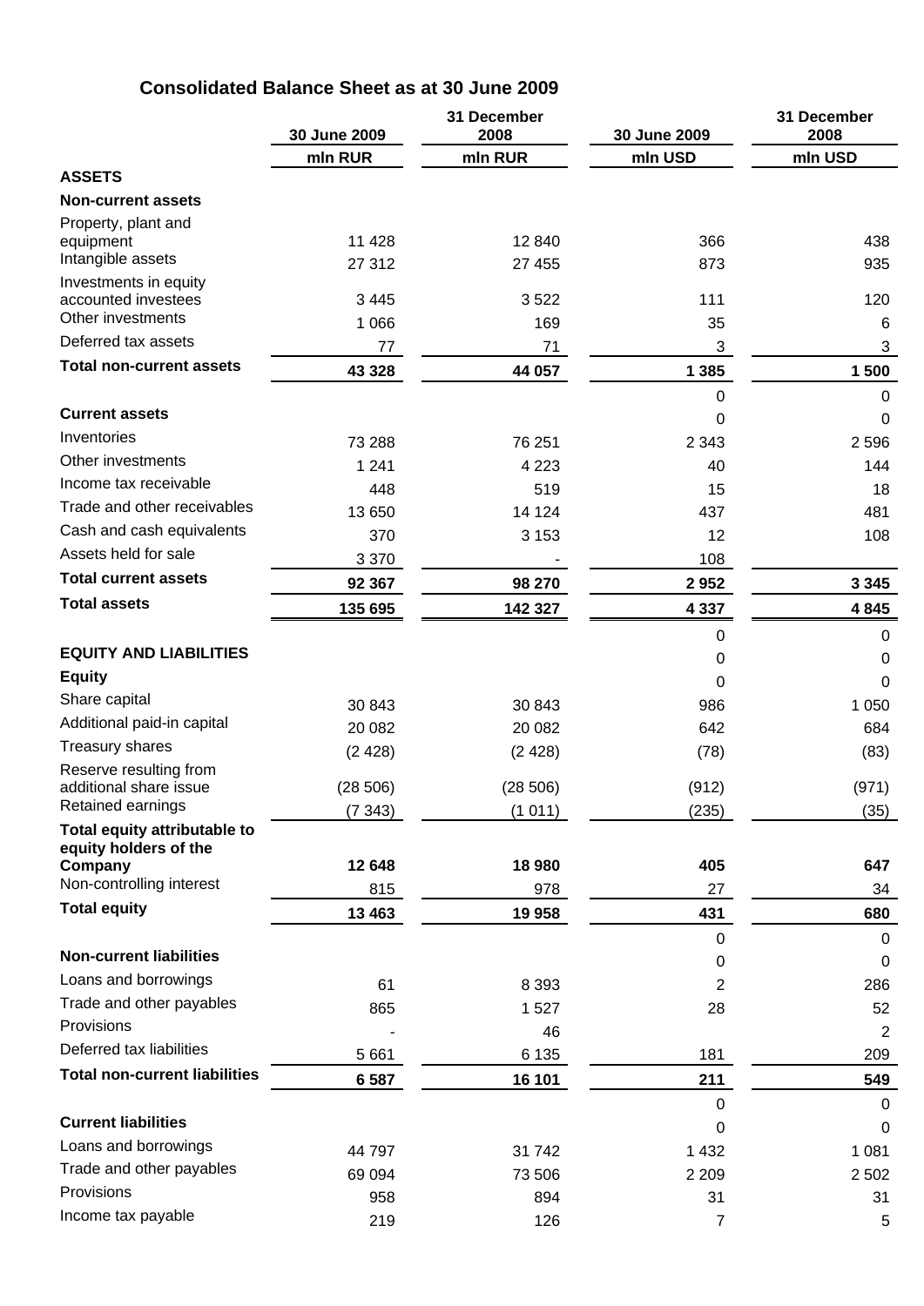## Consolidated Balance Sheet as at 30 June 2009

| | 30 June 2009 | 31 December 2008 | 30 June 2009 | 31 December 2008 |
|---|---|---|---|---|
| | mln RUR | mln RUR | mln USD | mln USD |
| **ASSETS** | | | | |
| **Non-current assets** | | | | |
| Property, plant and equipment | 11 428 | 12 840 | 366 | 438 |
| Intangible assets | 27 312 | 27 455 | 873 | 935 |
| Investments in equity accounted investees | 3 445 | 3 522 | 111 | 120 |
| Other investments | 1 066 | 169 | 35 | 6 |
| Deferred tax assets | 77 | 71 | 3 | 3 |
| **Total non-current assets** | **43 328** | **44 057** | **1 385** | **1 500** |
| | | | 0 | 0 |
| **Current assets** | | | 0 | 0 |
| Inventories | 73 288 | 76 251 | 2 343 | 2 596 |
| Other investments | 1 241 | 4 223 | 40 | 144 |
| Income tax receivable | 448 | 519 | 15 | 18 |
| Trade and other receivables | 13 650 | 14 124 | 437 | 481 |
| Cash and cash equivalents | 370 | 3 153 | 12 | 108 |
| Assets held for sale | 3 370 | - | 108 | |
| **Total current assets** | **92 367** | **98 270** | **2 952** | **3 345** |
| **Total assets** | **135 695** | **142 327** | **4 337** | **4 845** |
| | | | 0 | 0 |
| **EQUITY AND LIABILITIES** | | | 0 | 0 |
| **Equity** | | | 0 | 0 |
| Share capital | 30 843 | 30 843 | 986 | 1 050 |
| Additional paid-in capital | 20 082 | 20 082 | 642 | 684 |
| Treasury shares | (2 428) | (2 428) | (78) | (83) |
| Reserve resulting from additional share issue | (28 506) | (28 506) | (912) | (971) |
| Retained earnings | (7 343) | (1 011) | (235) | (35) |
| **Total equity attributable to equity holders of the Company** | **12 648** | **18 980** | **405** | **647** |
| Non-controlling interest | 815 | 978 | 27 | 34 |
| **Total equity** | **13 463** | **19 958** | **431** | **680** |
| | | | 0 | 0 |
| **Non-current liabilities** | | | 0 | 0 |
| Loans and borrowings | 61 | 8 393 | 2 | 286 |
| Trade and other payables | 865 | 1 527 | 28 | 52 |
| Provisions | - | 46 | | 2 |
| Deferred tax liabilities | 5 661 | 6 135 | 181 | 209 |
| **Total non-current liabilities** | **6 587** | **16 101** | **211** | **549** |
| | | | 0 | 0 |
| **Current liabilities** | | | 0 | 0 |
| Loans and borrowings | 44 797 | 31 742 | 1 432 | 1 081 |
| Trade and other payables | 69 094 | 73 506 | 2 209 | 2 502 |
| Provisions | 958 | 894 | 31 | 31 |
| Income tax payable | 219 | 126 | 7 | 5 |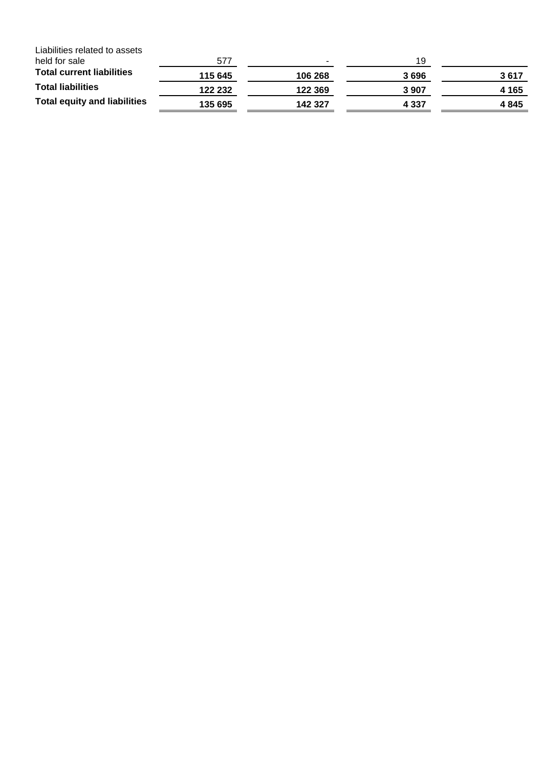| | | | | |
|---|---|---|---|---|
| Liabilities related to assets held for sale | 577 | - | 19 | |
| **Total current liabilities** | **115 645** | **106 268** | **3 696** | **3 617** |
| **Total liabilities** | **122 232** | **122 369** | **3 907** | **4 165** |
| **Total equity and liabilities** | **135 695** | **142 327** | **4 337** | **4 845** |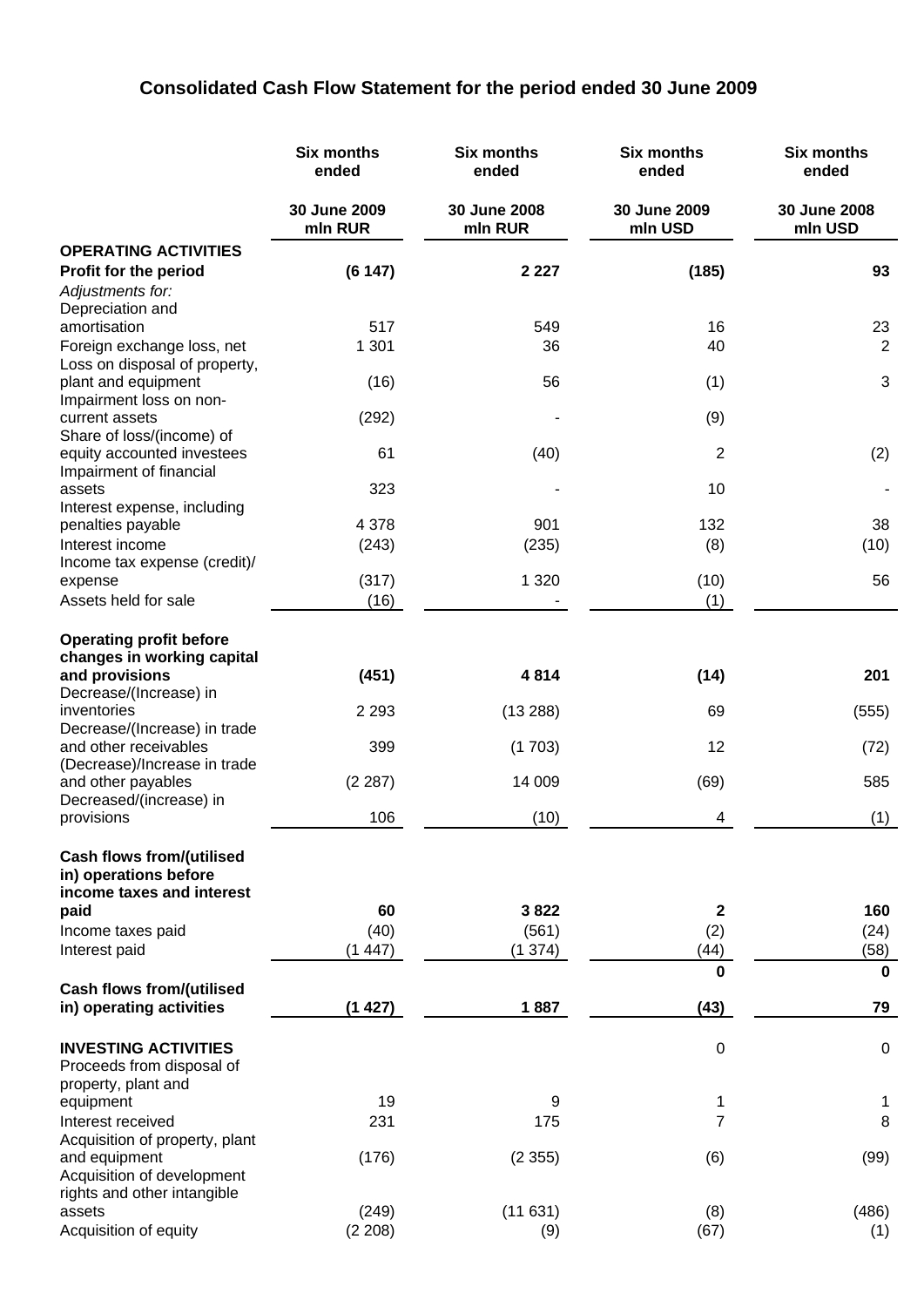# Consolidated Cash Flow Statement for the period ended 30 June 2009

| | Six months ended 30 June 2009 mln RUR | Six months ended 30 June 2008 mln RUR | Six months ended 30 June 2009 mln USD | Six months ended 30 June 2008 mln USD |
|---|---|---|---|---|
| **OPERATING ACTIVITIES** | | | | |
| **Profit for the period** | **(6 147)** | **2 227** | **(185)** | **93** |
| *Adjustments for:* | | | | |
| Depreciation and amortisation | 517 | 549 | 16 | 23 |
| Foreign exchange loss, net | 1 301 | 36 | 40 | 2 |
| Loss on disposal of property, plant and equipment | (16) | 56 | (1) | 3 |
| Impairment loss on non-current assets | (292) | - | (9) | |
| Share of loss/(income) of equity accounted investees | 61 | (40) | 2 | (2) |
| Impairment of financial assets | 323 | - | 10 | - |
| Interest expense, including penalties payable | 4 378 | 901 | 132 | 38 |
| Interest income | (243) | (235) | (8) | (10) |
| Income tax expense (credit)/ expense | (317) | 1 320 | (10) | 56 |
| Assets held for sale | (16) | - | (1) | |
| **Operating profit before changes in working capital and provisions** | **(451)** | **4 814** | **(14)** | **201** |
| Decrease/(Increase) in inventories | 2 293 | (13 288) | 69 | (555) |
| Decrease/(Increase) in trade and other receivables | 399 | (1 703) | 12 | (72) |
| (Decrease)/Increase in trade and other payables | (2 287) | 14 009 | (69) | 585 |
| Decreased/(increase) in provisions | 106 | (10) | 4 | (1) |
| **Cash flows from/(utilised in) operations before income taxes and interest paid** | **60** | **3 822** | **2** | **160** |
| Income taxes paid | (40) | (561) | (2) | (24) |
| Interest paid | (1 447) | (1 374) | (44) | (58) |
| | | | **0** | **0** |
| **Cash flows from/(utilised in) operating activities** | **(1 427)** | **1 887** | **(43)** | **79** |
| **INVESTING ACTIVITIES** | | | 0 | 0 |
| Proceeds from disposal of property, plant and equipment | 19 | 9 | 1 | 1 |
| Interest received | 231 | 175 | 7 | 8 |
| Acquisition of property, plant and equipment | (176) | (2 355) | (6) | (99) |
| Acquisition of development rights and other intangible assets | (249) | (11 631) | (8) | (486) |
| Acquisition of equity | (2 208) | (9) | (67) | (1) |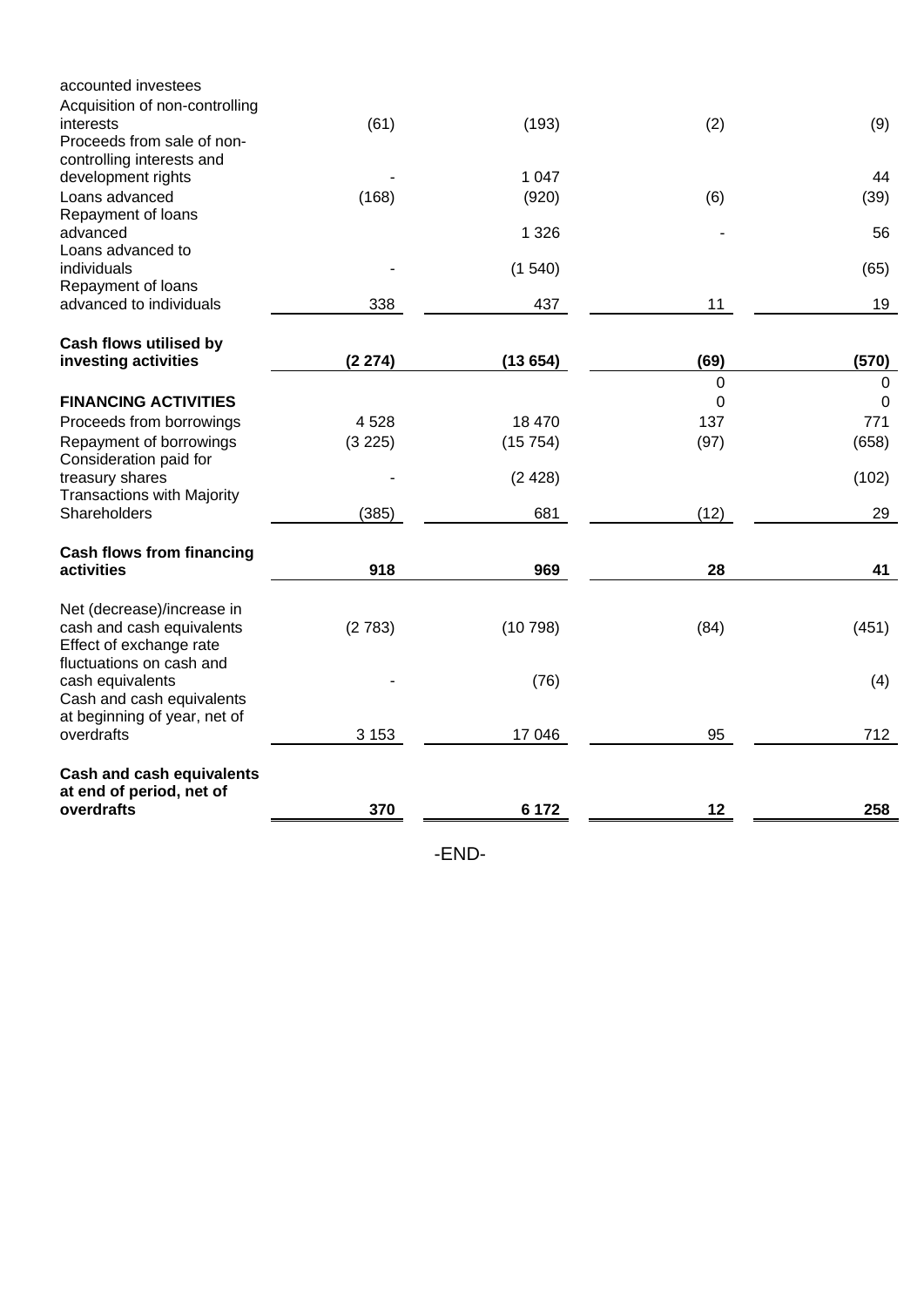| | | | | |
|---|---|---|---|---|
| accounted investees | | | | |
| Acquisition of non-controlling interests | (61) | (193) | (2) | (9) |
| Proceeds from sale of non-controlling interests and development rights | - | 1 047 | | 44 |
| Loans advanced | (168) | (920) | (6) | (39) |
| Repayment of loans advanced | | 1 326 | - | 56 |
| Loans advanced to individuals | - | (1 540) | | (65) |
| Repayment of loans advanced to individuals | 338 | 437 | 11 | 19 |
| **Cash flows utilised by investing activities** | **(2 274)** | **(13 654)** | **(69)** | **(570)** |
| | | | 0 | 0 |
| **FINANCING ACTIVITIES** | | | 0 | 0 |
| Proceeds from borrowings | 4 528 | 18 470 | 137 | 771 |
| Repayment of borrowings | (3 225) | (15 754) | (97) | (658) |
| Consideration paid for treasury shares | - | (2 428) | | (102) |
| Transactions with Majority Shareholders | (385) | 681 | (12) | 29 |
| **Cash flows from financing activities** | **918** | **969** | **28** | **41** |
| Net (decrease)/increase in cash and cash equivalents | (2 783) | (10 798) | (84) | (451) |
| Effect of exchange rate fluctuations on cash and cash equivalents | - | (76) | | (4) |
| Cash and cash equivalents at beginning of year, net of overdrafts | 3 153 | 17 046 | 95 | 712 |
| **Cash and cash equivalents at end of period, net of overdrafts** | **370** | **6 172** | **12** | **258** |

-END-